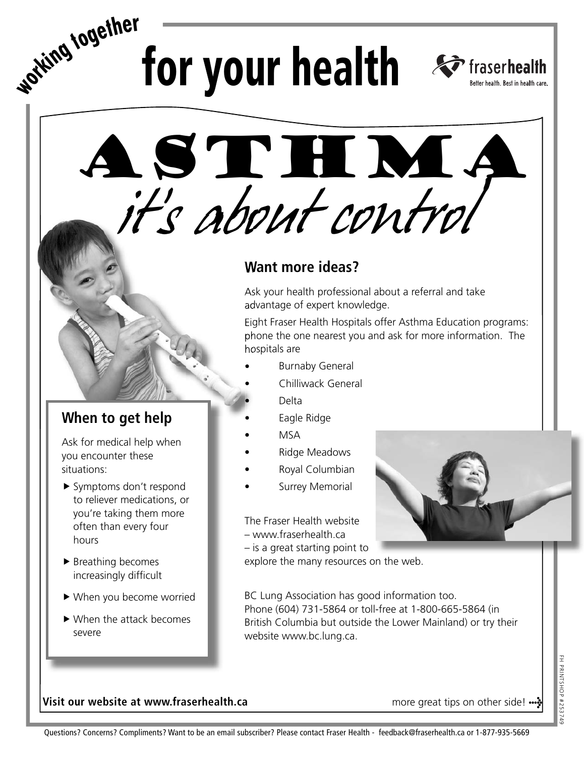working together

# for your health

fraserhealth
Better health. Best in health care.

# ASTHMA
## *it's about control*

## When to get help

Ask for medical help when you encounter these situations:

- Symptoms don't respond to reliever medications, or you're taking them more often than every four hours
- Breathing becomes increasingly difficult
- When you become worried
- When the attack becomes severe

## Want more ideas?

Ask your health professional about a referral and take advantage of expert knowledge.

Eight Fraser Health Hospitals offer Asthma Education programs: phone the one nearest you and ask for more information. The hospitals are

- Burnaby General
- Chilliwack General
- Delta
- Eagle Ridge
- MSA
- Ridge Meadows
- Royal Columbian
- Surrey Memorial

The Fraser Health website – www.fraserhealth.ca – is a great starting point to explore the many resources on the web.

BC Lung Association has good information too. Phone (604) 731-5864 or toll-free at 1-800-665-5864 (in British Columbia but outside the Lower Mainland) or try their website www.bc.lung.ca.

**Visit our website at www.fraserhealth.ca**

more great tips on other side!

FH PRINTSHOP #253749

Questions? Concerns? Compliments? Want to be an email subscriber? Please contact Fraser Health - feedback@fraserhealth.ca or 1-877-935-5669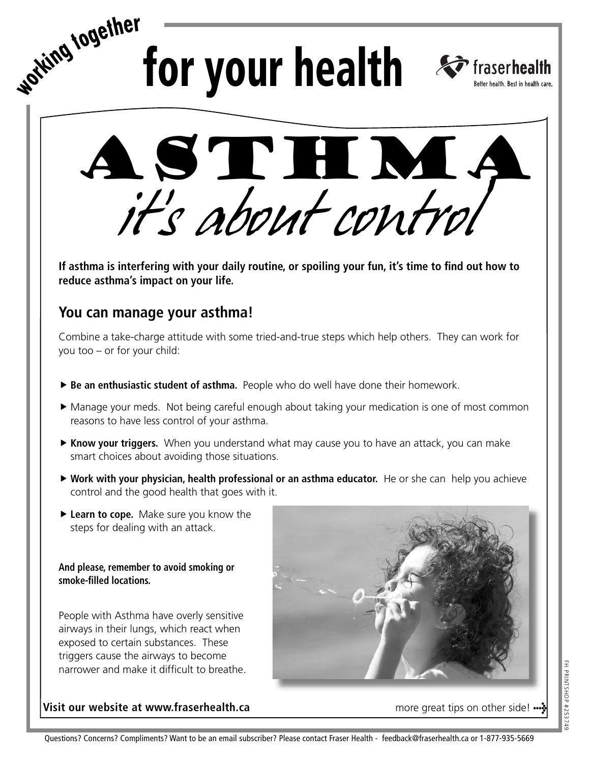working together

# for your health

fraserhealth
Better health. Best in health care.

# ASTHMA

## it's about control

**If asthma is interfering with your daily routine, or spoiling your fun, it's time to find out how to reduce asthma's impact on your life.**

## You can manage your asthma!

Combine a take-charge attitude with some tried-and-true steps which help others. They can work for you too – or for your child:

- **Be an enthusiastic student of asthma.** People who do well have done their homework.
- Manage your meds. Not being careful enough about taking your medication is one of most common reasons to have less control of your asthma.
- **Know your triggers.** When you understand what may cause you to have an attack, you can make smart choices about avoiding those situations.
- **Work with your physician, health professional or an asthma educator.** He or she can help you achieve control and the good health that goes with it.
- **Learn to cope.** Make sure you know the steps for dealing with an attack.

**And please, remember to avoid smoking or smoke-filled locations.**

People with Asthma have overly sensitive airways in their lungs, which react when exposed to certain substances. These triggers cause the airways to become narrower and make it difficult to breathe.

**Visit our website at www.fraserhealth.ca**

more great tips on other side!

FH PRINTSHOP #253749

Questions? Concerns? Compliments? Want to be an email subscriber? Please contact Fraser Health - feedback@fraserhealth.ca or 1-877-935-5669